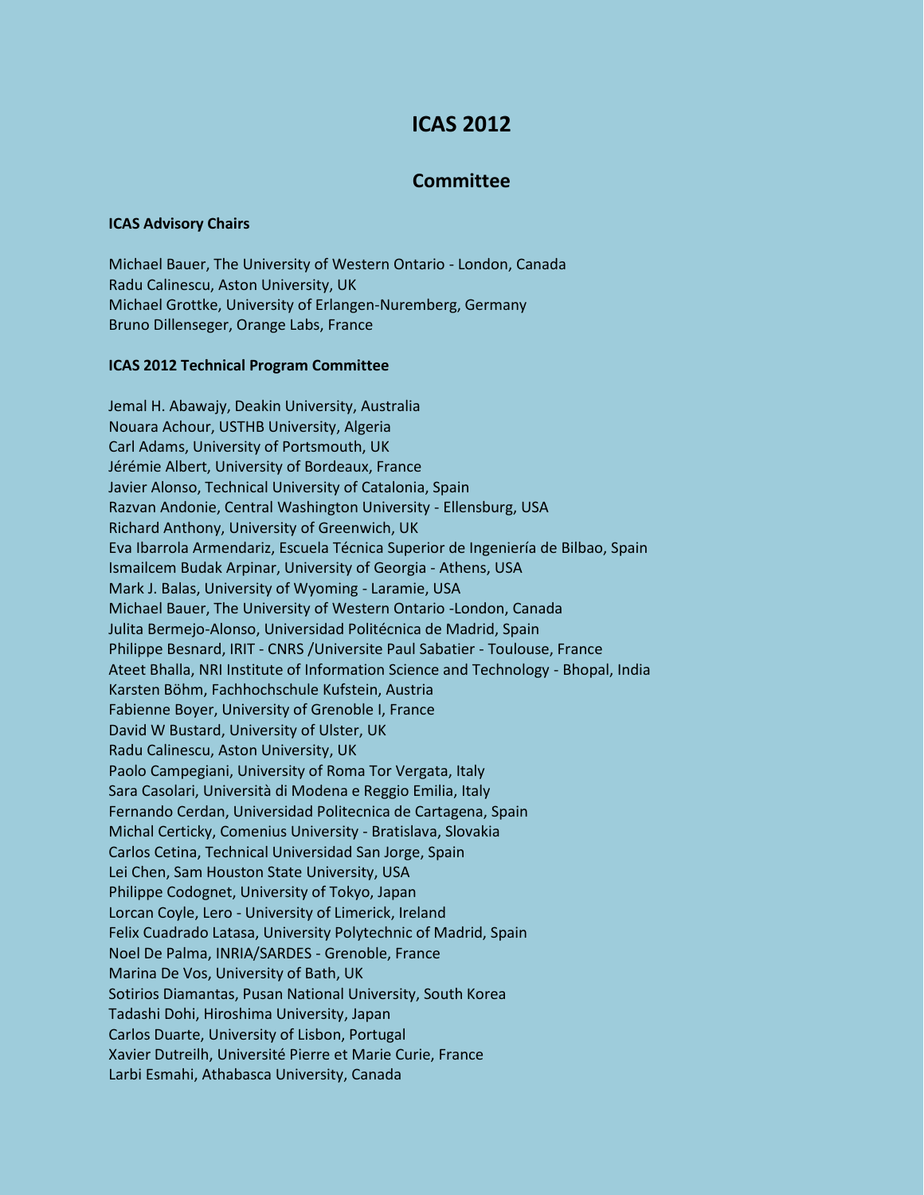# ICAS 2012

## Committee

**ICAS Advisory Chairs**

Michael Bauer, The University of Western Ontario - London, Canada
Radu Calinescu, Aston University, UK
Michael Grottke, University of Erlangen-Nuremberg, Germany
Bruno Dillenseger, Orange Labs, France

**ICAS 2012 Technical Program Committee**

Jemal H. Abawajy, Deakin University, Australia
Nouara Achour, USTHB University, Algeria
Carl Adams, University of Portsmouth, UK
Jérémie Albert, University of Bordeaux, France
Javier Alonso, Technical University of Catalonia, Spain
Razvan Andonie, Central Washington University - Ellensburg, USA
Richard Anthony, University of Greenwich, UK
Eva Ibarrola Armendariz, Escuela Técnica Superior de Ingeniería de Bilbao, Spain
Ismailcem Budak Arpinar, University of Georgia - Athens, USA
Mark J. Balas, University of Wyoming - Laramie, USA
Michael Bauer, The University of Western Ontario -London, Canada
Julita Bermejo-Alonso, Universidad Politécnica de Madrid, Spain
Philippe Besnard, IRIT - CNRS /Universite Paul Sabatier - Toulouse, France
Ateet Bhalla, NRI Institute of Information Science and Technology - Bhopal, India
Karsten Böhm, Fachhochschule Kufstein, Austria
Fabienne Boyer, University of Grenoble I, France
David W Bustard, University of Ulster, UK
Radu Calinescu, Aston University, UK
Paolo Campegiani, University of Roma Tor Vergata, Italy
Sara Casolari, Università di Modena e Reggio Emilia, Italy
Fernando Cerdan, Universidad Politecnica de Cartagena, Spain
Michal Certicky, Comenius University - Bratislava, Slovakia
Carlos Cetina, Technical Universidad San Jorge, Spain
Lei Chen, Sam Houston State University, USA
Philippe Codognet, University of Tokyo, Japan
Lorcan Coyle, Lero - University of Limerick, Ireland
Felix Cuadrado Latasa, University Polytechnic of Madrid, Spain
Noel De Palma, INRIA/SARDES - Grenoble, France
Marina De Vos, University of Bath, UK
Sotirios Diamantas, Pusan National University, South Korea
Tadashi Dohi, Hiroshima University, Japan
Carlos Duarte, University of Lisbon, Portugal
Xavier Dutreilh, Université Pierre et Marie Curie, France
Larbi Esmahi, Athabasca University, Canada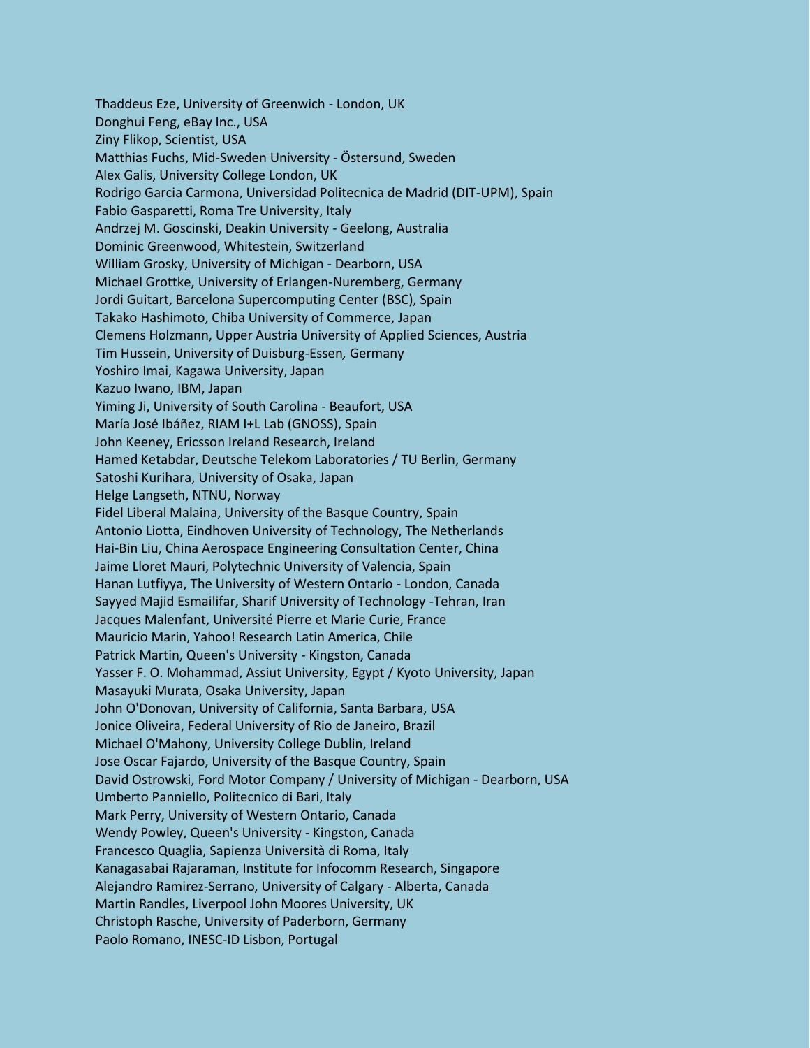Thaddeus Eze, University of Greenwich - London, UK
Donghui Feng, eBay Inc., USA
Ziny Flikop, Scientist, USA
Matthias Fuchs, Mid-Sweden University - Östersund, Sweden
Alex Galis, University College London, UK
Rodrigo Garcia Carmona, Universidad Politecnica de Madrid (DIT-UPM), Spain
Fabio Gasparetti, Roma Tre University, Italy
Andrzej M. Goscinski, Deakin University - Geelong, Australia
Dominic Greenwood, Whitestein, Switzerland
William Grosky, University of Michigan - Dearborn, USA
Michael Grottke, University of Erlangen-Nuremberg, Germany
Jordi Guitart, Barcelona Supercomputing Center (BSC), Spain
Takako Hashimoto, Chiba University of Commerce, Japan
Clemens Holzmann, Upper Austria University of Applied Sciences, Austria
Tim Hussein, University of Duisburg-Essen, Germany
Yoshiro Imai, Kagawa University, Japan
Kazuo Iwano, IBM, Japan
Yiming Ji, University of South Carolina - Beaufort, USA
María José Ibáñez, RIAM I+L Lab (GNOSS), Spain
John Keeney, Ericsson Ireland Research, Ireland
Hamed Ketabdar, Deutsche Telekom Laboratories / TU Berlin, Germany
Satoshi Kurihara, University of Osaka, Japan
Helge Langseth, NTNU, Norway
Fidel Liberal Malaina, University of the Basque Country, Spain
Antonio Liotta, Eindhoven University of Technology, The Netherlands
Hai-Bin Liu, China Aerospace Engineering Consultation Center, China
Jaime Lloret Mauri, Polytechnic University of Valencia, Spain
Hanan Lutfiyya, The University of Western Ontario - London, Canada
Sayyed Majid Esmailifar, Sharif University of Technology -Tehran, Iran
Jacques Malenfant, Université Pierre et Marie Curie, France
Mauricio Marin, Yahoo! Research Latin America, Chile
Patrick Martin, Queen's University - Kingston, Canada
Yasser F. O. Mohammad, Assiut University, Egypt / Kyoto University, Japan
Masayuki Murata, Osaka University, Japan
John O'Donovan, University of California, Santa Barbara, USA
Jonice Oliveira, Federal University of Rio de Janeiro, Brazil
Michael O'Mahony, University College Dublin, Ireland
Jose Oscar Fajardo, University of the Basque Country, Spain
David Ostrowski, Ford Motor Company / University of Michigan - Dearborn, USA
Umberto Panniello, Politecnico di Bari, Italy
Mark Perry, University of Western Ontario, Canada
Wendy Powley, Queen's University - Kingston, Canada
Francesco Quaglia, Sapienza Università di Roma, Italy
Kanagasabai Rajaraman, Institute for Infocomm Research, Singapore
Alejandro Ramirez-Serrano, University of Calgary - Alberta, Canada
Martin Randles, Liverpool John Moores University, UK
Christoph Rasche, University of Paderborn, Germany
Paolo Romano, INESC-ID Lisbon, Portugal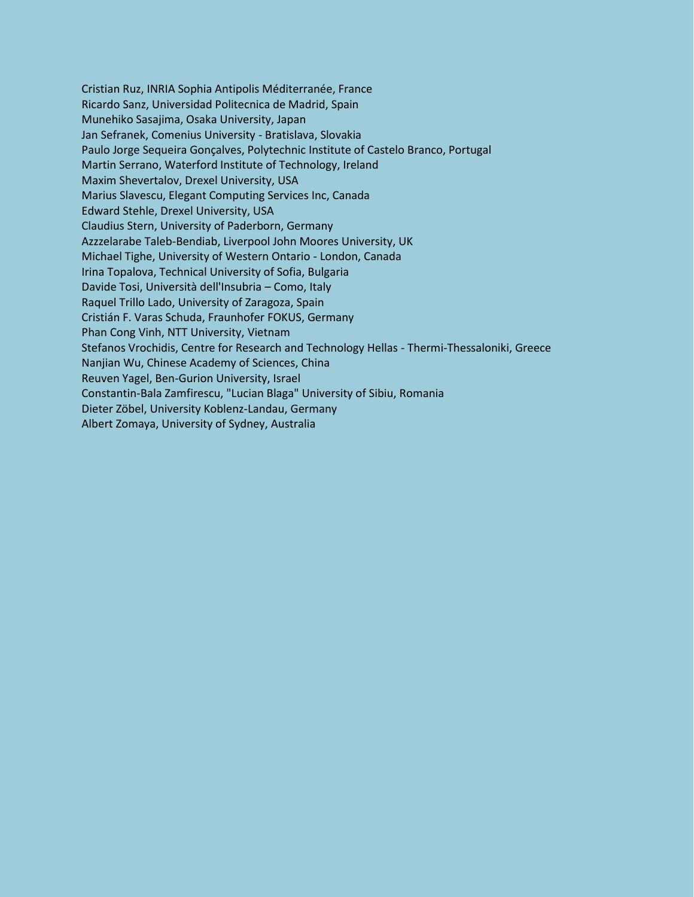Cristian Ruz, INRIA Sophia Antipolis Méditerranée, France
Ricardo Sanz, Universidad Politecnica de Madrid, Spain
Munehiko Sasajima, Osaka University, Japan
Jan Sefranek, Comenius University - Bratislava, Slovakia
Paulo Jorge Sequeira Gonçalves, Polytechnic Institute of Castelo Branco, Portugal
Martin Serrano, Waterford Institute of Technology, Ireland
Maxim Shevertalov, Drexel University, USA
Marius Slavescu, Elegant Computing Services Inc, Canada
Edward Stehle, Drexel University, USA
Claudius Stern, University of Paderborn, Germany
Azzzelarabe Taleb-Bendiab, Liverpool John Moores University, UK
Michael Tighe, University of Western Ontario - London, Canada
Irina Topalova, Technical University of Sofia, Bulgaria
Davide Tosi, Università dell'Insubria – Como, Italy
Raquel Trillo Lado, University of Zaragoza, Spain
Cristián F. Varas Schuda, Fraunhofer FOKUS, Germany
Phan Cong Vinh, NTT University, Vietnam
Stefanos Vrochidis, Centre for Research and Technology Hellas - Thermi-Thessaloniki, Greece
Nanjian Wu, Chinese Academy of Sciences, China
Reuven Yagel, Ben-Gurion University, Israel
Constantin-Bala Zamfirescu, "Lucian Blaga" University of Sibiu, Romania
Dieter Zöbel, University Koblenz-Landau, Germany
Albert Zomaya, University of Sydney, Australia